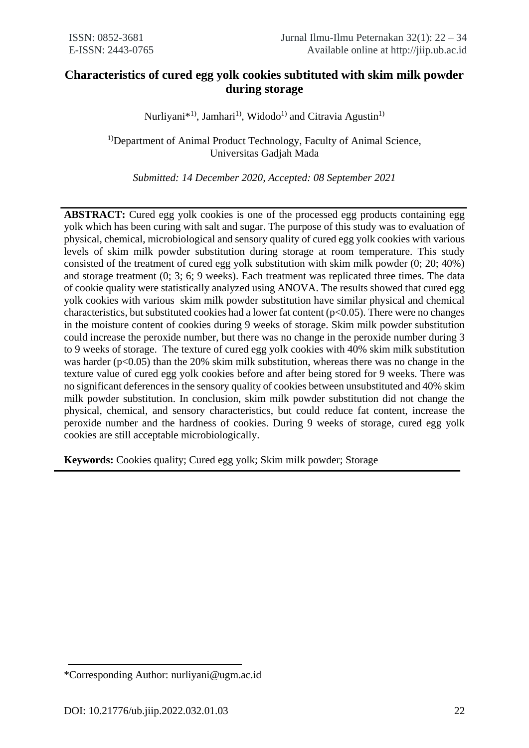# Characteristics of cured egg yolk cookies subtituted with skim milk powder during storage

Nurliyani*[1)], Jamhari[1)], Widodo[1)] and Citravia Agustin[1)]

[1)]Department of Animal Product Technology, Faculty of Animal Science, Universitas Gadjah Mada

*Submitted: 14 December 2020, Accepted: 08 September 2021*

**ABSTRACT:** Cured egg yolk cookies is one of the processed egg products containing egg yolk which has been curing with salt and sugar. The purpose of this study was to evaluation of physical, chemical, microbiological and sensory quality of cured egg yolk cookies with various levels of skim milk powder substitution during storage at room temperature. This study consisted of the treatment of cured egg yolk substitution with skim milk powder (0; 20; 40%) and storage treatment (0; 3; 6; 9 weeks). Each treatment was replicated three times. The data of cookie quality were statistically analyzed using ANOVA. The results showed that cured egg yolk cookies with various skim milk powder substitution have similar physical and chemical characteristics, but substituted cookies had a lower fat content ($p<0.05$). There were no changes in the moisture content of cookies during 9 weeks of storage. Skim milk powder substitution could increase the peroxide number, but there was no change in the peroxide number during 3 to 9 weeks of storage. The texture of cured egg yolk cookies with 40% skim milk substitution was harder ($p<0.05$) than the 20% skim milk substitution, whereas there was no change in the texture value of cured egg yolk cookies before and after being stored for 9 weeks. There was no significant deferences in the sensory quality of cookies between unsubstituted and 40% skim milk powder substitution. In conclusion, skim milk powder substitution did not change the physical, chemical, and sensory characteristics, but could reduce fat content, increase the peroxide number and the hardness of cookies. During 9 weeks of storage, cured egg yolk cookies are still acceptable microbiologically.

**Keywords:** Cookies quality; Cured egg yolk; Skim milk powder; Storage

---

*Corresponding Author: nurliyani@ugm.ac.id

DOI: 10.21776/ub.jiip.2022.032.01.03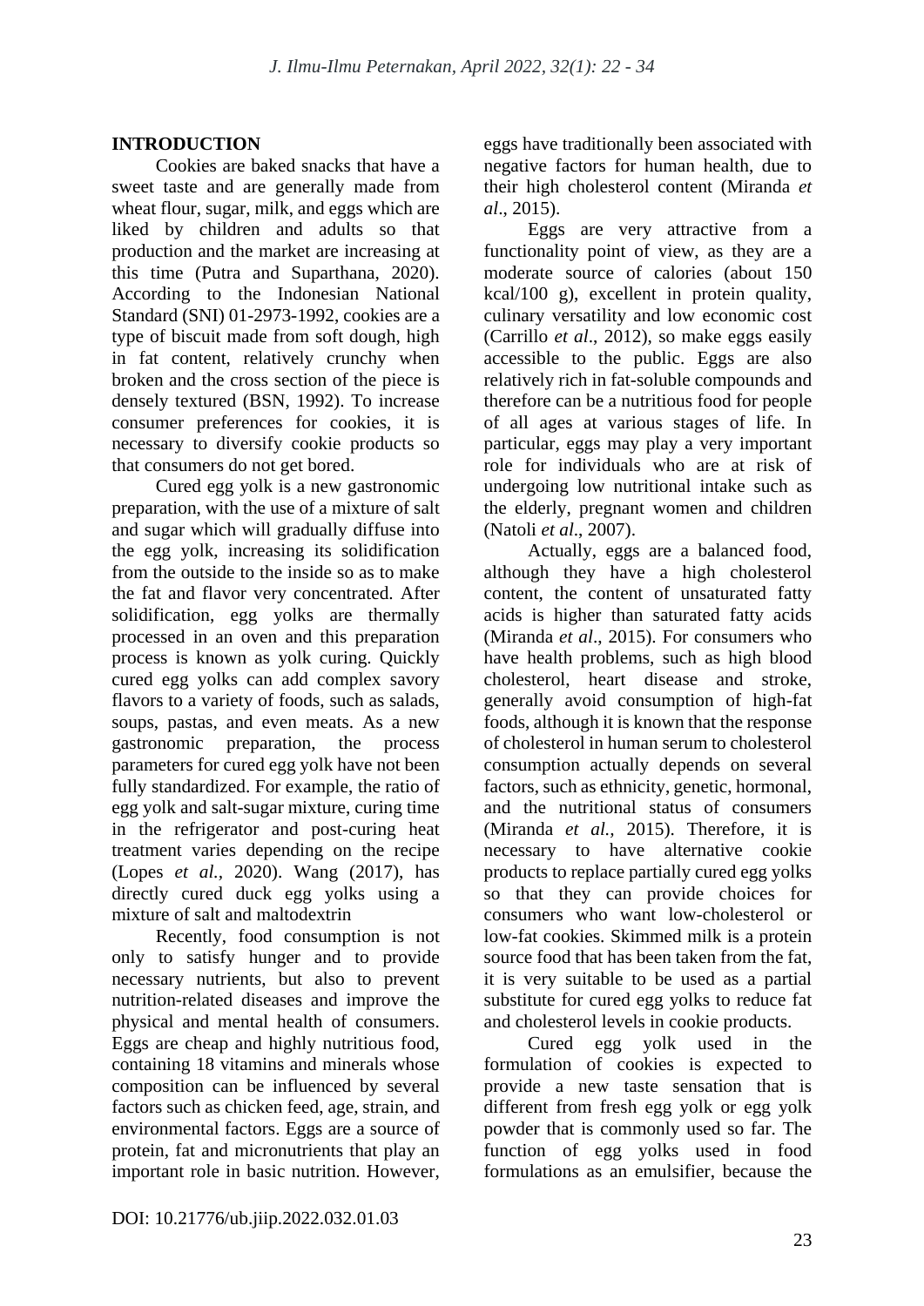## INTRODUCTION

Cookies are baked snacks that have a sweet taste and are generally made from wheat flour, sugar, milk, and eggs which are liked by children and adults so that production and the market are increasing at this time (Putra and Suparthana, 2020). According to the Indonesian National Standard (SNI) 01-2973-1992, cookies are a type of biscuit made from soft dough, high in fat content, relatively crunchy when broken and the cross section of the piece is densely textured (BSN, 1992). To increase consumer preferences for cookies, it is necessary to diversify cookie products so that consumers do not get bored.

Cured egg yolk is a new gastronomic preparation, with the use of a mixture of salt and sugar which will gradually diffuse into the egg yolk, increasing its solidification from the outside to the inside so as to make the fat and flavor very concentrated. After solidification, egg yolks are thermally processed in an oven and this preparation process is known as yolk curing. Quickly cured egg yolks can add complex savory flavors to a variety of foods, such as salads, soups, pastas, and even meats. As a new gastronomic preparation, the process parameters for cured egg yolk have not been fully standardized. For example, the ratio of egg yolk and salt-sugar mixture, curing time in the refrigerator and post-curing heat treatment varies depending on the recipe (Lopes *et al.,* 2020). Wang (2017), has directly cured duck egg yolks using a mixture of salt and maltodextrin

Recently, food consumption is not only to satisfy hunger and to provide necessary nutrients, but also to prevent nutrition-related diseases and improve the physical and mental health of consumers. Eggs are cheap and highly nutritious food, containing 18 vitamins and minerals whose composition can be influenced by several factors such as chicken feed, age, strain, and environmental factors. Eggs are a source of protein, fat and micronutrients that play an important role in basic nutrition. However, eggs have traditionally been associated with negative factors for human health, due to their high cholesterol content (Miranda *et al*., 2015).

Eggs are very attractive from a functionality point of view, as they are a moderate source of calories (about 150 kcal/100 g), excellent in protein quality, culinary versatility and low economic cost (Carrillo *et al*., 2012), so make eggs easily accessible to the public. Eggs are also relatively rich in fat-soluble compounds and therefore can be a nutritious food for people of all ages at various stages of life. In particular, eggs may play a very important role for individuals who are at risk of undergoing low nutritional intake such as the elderly, pregnant women and children (Natoli *et al*., 2007).

Actually, eggs are a balanced food, although they have a high cholesterol content, the content of unsaturated fatty acids is higher than saturated fatty acids (Miranda *et al*., 2015). For consumers who have health problems, such as high blood cholesterol, heart disease and stroke, generally avoid consumption of high-fat foods, although it is known that the response of cholesterol in human serum to cholesterol consumption actually depends on several factors, such as ethnicity, genetic, hormonal, and the nutritional status of consumers (Miranda *et al.,* 2015). Therefore, it is necessary to have alternative cookie products to replace partially cured egg yolks so that they can provide choices for consumers who want low-cholesterol or low-fat cookies. Skimmed milk is a protein source food that has been taken from the fat, it is very suitable to be used as a partial substitute for cured egg yolks to reduce fat and cholesterol levels in cookie products.

Cured egg yolk used in the formulation of cookies is expected to provide a new taste sensation that is different from fresh egg yolk or egg yolk powder that is commonly used so far. The function of egg yolks used in food formulations as an emulsifier, because the

DOI: 10.21776/ub.jiip.2022.032.01.03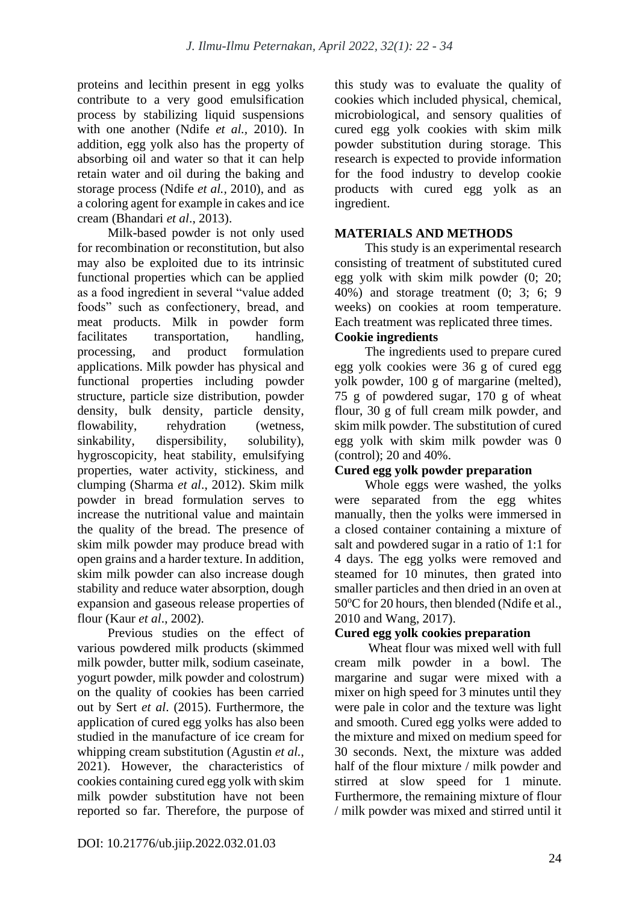proteins and lecithin present in egg yolks contribute to a very good emulsification process by stabilizing liquid suspensions with one another (Ndife *et al.*, 2010). In addition, egg yolk also has the property of absorbing oil and water so that it can help retain water and oil during the baking and storage process (Ndife *et al.*, 2010), and as a coloring agent for example in cakes and ice cream (Bhandari *et al*., 2013).

Milk-based powder is not only used for recombination or reconstitution, but also may also be exploited due to its intrinsic functional properties which can be applied as a food ingredient in several "value added foods" such as confectionery, bread, and meat products. Milk in powder form facilitates transportation, handling, processing, and product formulation applications. Milk powder has physical and functional properties including powder structure, particle size distribution, powder density, bulk density, particle density, flowability, rehydration (wetness, sinkability, dispersibility, solubility), hygroscopicity, heat stability, emulsifying properties, water activity, stickiness, and clumping (Sharma *et al*., 2012). Skim milk powder in bread formulation serves to increase the nutritional value and maintain the quality of the bread. The presence of skim milk powder may produce bread with open grains and a harder texture. In addition, skim milk powder can also increase dough stability and reduce water absorption, dough expansion and gaseous release properties of flour (Kaur *et al*., 2002).

Previous studies on the effect of various powdered milk products (skimmed milk powder, butter milk, sodium caseinate, yogurt powder, milk powder and colostrum) on the quality of cookies has been carried out by Sert *et al*. (2015). Furthermore, the application of cured egg yolks has also been studied in the manufacture of ice cream for whipping cream substitution (Agustin *et al.*, 2021). However, the characteristics of cookies containing cured egg yolk with skim milk powder substitution have not been reported so far. Therefore, the purpose of this study was to evaluate the quality of cookies which included physical, chemical, microbiological, and sensory qualities of cured egg yolk cookies with skim milk powder substitution during storage. This research is expected to provide information for the food industry to develop cookie products with cured egg yolk as an ingredient.

## MATERIALS AND METHODS

This study is an experimental research consisting of treatment of substituted cured egg yolk with skim milk powder (0; 20; 40%) and storage treatment (0; 3; 6; 9 weeks) on cookies at room temperature. Each treatment was replicated three times.

### Cookie ingredients

The ingredients used to prepare cured egg yolk cookies were 36 g of cured egg yolk powder, 100 g of margarine (melted), 75 g of powdered sugar, 170 g of wheat flour, 30 g of full cream milk powder, and skim milk powder. The substitution of cured egg yolk with skim milk powder was 0 (control); 20 and 40%.

### Cured egg yolk powder preparation

Whole eggs were washed, the yolks were separated from the egg whites manually, then the yolks were immersed in a closed container containing a mixture of salt and powdered sugar in a ratio of 1:1 for 4 days. The egg yolks were removed and steamed for 10 minutes, then grated into smaller particles and then dried in an oven at 50°C for 20 hours, then blended (Ndife et al., 2010 and Wang, 2017).

### Cured egg yolk cookies preparation

Wheat flour was mixed well with full cream milk powder in a bowl. The margarine and sugar were mixed with a mixer on high speed for 3 minutes until they were pale in color and the texture was light and smooth. Cured egg yolks were added to the mixture and mixed on medium speed for 30 seconds. Next, the mixture was added half of the flour mixture / milk powder and stirred at slow speed for 1 minute. Furthermore, the remaining mixture of flour / milk powder was mixed and stirred until it

DOI: 10.21776/ub.jiip.2022.032.01.03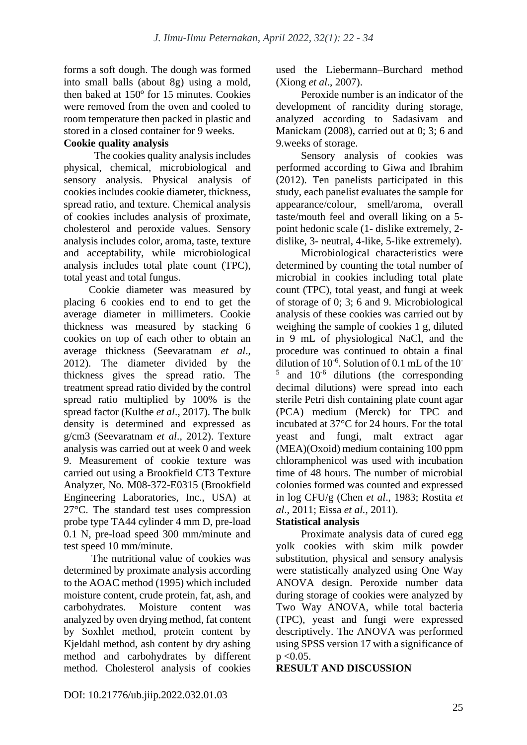forms a soft dough. The dough was formed into small balls (about 8g) using a mold, then baked at 150º for 15 minutes. Cookies were removed from the oven and cooled to room temperature then packed in plastic and stored in a closed container for 9 weeks.

**Cookie quality analysis**

The cookies quality analysis includes physical, chemical, microbiological and sensory analysis. Physical analysis of cookies includes cookie diameter, thickness, spread ratio, and texture. Chemical analysis of cookies includes analysis of proximate, cholesterol and peroxide values. Sensory analysis includes color, aroma, taste, texture and acceptability, while microbiological analysis includes total plate count (TPC), total yeast and total fungus.

Cookie diameter was measured by placing 6 cookies end to end to get the average diameter in millimeters. Cookie thickness was measured by stacking 6 cookies on top of each other to obtain an average thickness (Seevaratnam *et al*., 2012). The diameter divided by the thickness gives the spread ratio. The treatment spread ratio divided by the control spread ratio multiplied by 100% is the spread factor (Kulthe *et al*., 2017). The bulk density is determined and expressed as g/cm3 (Seevaratnam *et al*., 2012). Texture analysis was carried out at week 0 and week 9. Measurement of cookie texture was carried out using a Brookfield CT3 Texture Analyzer, No. M08-372-E0315 (Brookfield Engineering Laboratories, Inc., USA) at 27°C. The standard test uses compression probe type TA44 cylinder 4 mm D, pre-load 0.1 N, pre-load speed 300 mm/minute and test speed 10 mm/minute.

The nutritional value of cookies was determined by proximate analysis according to the AOAC method (1995) which included moisture content, crude protein, fat, ash, and carbohydrates. Moisture content was analyzed by oven drying method, fat content by Soxhlet method, protein content by Kjeldahl method, ash content by dry ashing method and carbohydrates by different method. Cholesterol analysis of cookies used the Liebermann–Burchard method (Xiong *et al*., 2007).

Peroxide number is an indicator of the development of rancidity during storage, analyzed according to Sadasivam and Manickam (2008), carried out at 0; 3; 6 and 9.weeks of storage.

Sensory analysis of cookies was performed according to Giwa and Ibrahim (2012). Ten panelists participated in this study, each panelist evaluates the sample for appearance/colour, smell/aroma, overall taste/mouth feel and overall liking on a 5-point hedonic scale (1- dislike extremely, 2-dislike, 3- neutral, 4-like, 5-like extremely).

Microbiological characteristics were determined by counting the total number of microbial in cookies including total plate count (TPC), total yeast, and fungi at week of storage of 0; 3; 6 and 9. Microbiological analysis of these cookies was carried out by weighing the sample of cookies 1 g, diluted in 9 mL of physiological NaCl, and the procedure was continued to obtain a final dilution of $10^{-6}$. Solution of 0.1 mL of the $10^{-5}$ and $10^{-6}$ dilutions (the corresponding decimal dilutions) were spread into each sterile Petri dish containing plate count agar (PCA) medium (Merck) for TPC and incubated at 37°C for 24 hours. For the total yeast and fungi, malt extract agar (MEA)(Oxoid) medium containing 100 ppm chloramphenicol was used with incubation time of 48 hours. The number of microbial colonies formed was counted and expressed in log CFU/g (Chen *et al*., 1983; Rostita *et al*., 2011; Eissa *et al.*, 2011).

**Statistical analysis**

Proximate analysis data of cured egg yolk cookies with skim milk powder substitution, physical and sensory analysis were statistically analyzed using One Way ANOVA design. Peroxide number data during storage of cookies were analyzed by Two Way ANOVA, while total bacteria (TPC), yeast and fungi were expressed descriptively. The ANOVA was performed using SPSS version 17 with a significance of $p < 0.05$.

**RESULT AND DISCUSSION**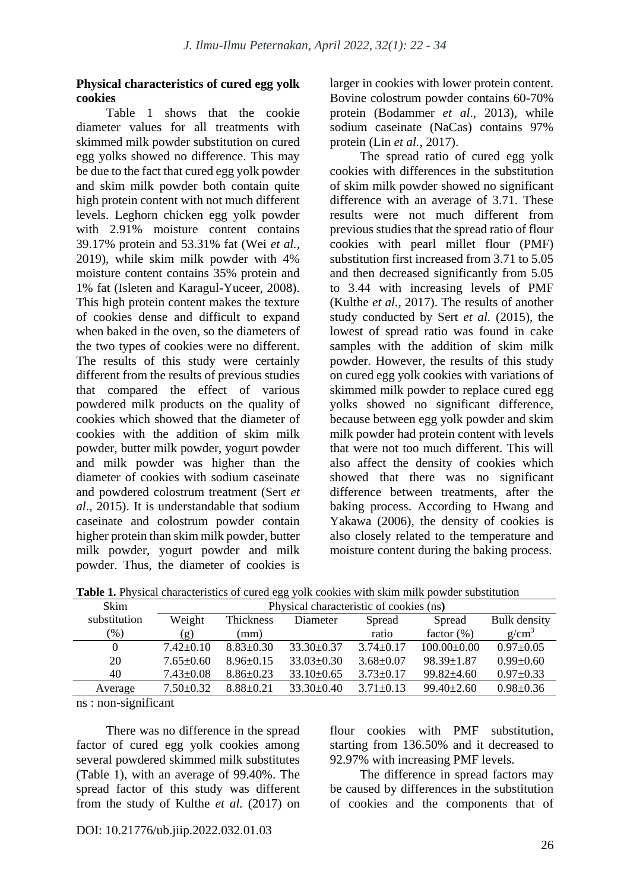### Physical characteristics of cured egg yolk cookies

Table 1 shows that the cookie diameter values for all treatments with skimmed milk powder substitution on cured egg yolks showed no difference. This may be due to the fact that cured egg yolk powder and skim milk powder both contain quite high protein content with not much different levels. Leghorn chicken egg yolk powder with 2.91% moisture content contains 39.17% protein and 53.31% fat (Wei *et al.,* 2019), while skim milk powder with 4% moisture content contains 35% protein and 1% fat (Isleten and Karagul-Yuceer, 2008). This high protein content makes the texture of cookies dense and difficult to expand when baked in the oven, so the diameters of the two types of cookies were no different. The results of this study were certainly different from the results of previous studies that compared the effect of various powdered milk products on the quality of cookies which showed that the diameter of cookies with the addition of skim milk powder, butter milk powder, yogurt powder and milk powder was higher than the diameter of cookies with sodium caseinate and powdered colostrum treatment (Sert *et al*., 2015). It is understandable that sodium caseinate and colostrum powder contain higher protein than skim milk powder, butter milk powder, yogurt powder and milk powder. Thus, the diameter of cookies is larger in cookies with lower protein content. Bovine colostrum powder contains 60-70% protein (Bodammer *et al*., 2013), while sodium caseinate (NaCas) contains 97% protein (Lin *et al.,* 2017).

The spread ratio of cured egg yolk cookies with differences in the substitution of skim milk powder showed no significant difference with an average of 3.71. These results were not much different from previous studies that the spread ratio of flour cookies with pearl millet flour (PMF) substitution first increased from 3.71 to 5.05 and then decreased significantly from 5.05 to 3.44 with increasing levels of PMF (Kulthe *et al*., 2017). The results of another study conducted by Sert *et al.* (2015), the lowest of spread ratio was found in cake samples with the addition of skim milk powder. However, the results of this study on cured egg yolk cookies with variations of skimmed milk powder to replace cured egg yolks showed no significant difference, because between egg yolk powder and skim milk powder had protein content with levels that were not too much different. This will also affect the density of cookies which showed that there was no significant difference between treatments, after the baking process. According to Hwang and Yakawa (2006), the density of cookies is also closely related to the temperature and moisture content during the baking process.

**Table 1.** Physical characteristics of cured egg yolk cookies with skim milk powder substitution

| Skim substitution (%) | Physical characteristic of cookies (ns) | | | | | |
|---|---|---|---|---|---|---|
| | Weight (g) | Thickness (mm) | Diameter | Spread ratio | Spread factor (%) | Bulk density g/cm$^3$ |
| 0 | 7.42±0.10 | 8.83±0.30 | 33.30±0.37 | 3.74±0.17 | 100.00±0.00 | 0.97±0.05 |
| 20 | 7.65±0.60 | 8.96±0.15 | 33.03±0.30 | 3.68±0.07 | 98.39±1.87 | 0.99±0.60 |
| 40 | 7.43±0.08 | 8.86±0.23 | 33.10±0.65 | 3.73±0.17 | 99.82±4.60 | 0.97±0.33 |
| Average | 7.50±0.32 | 8.88±0.21 | 33.30±0.40 | 3.71±0.13 | 99.40±2.60 | 0.98±0.36 |

ns : non-significant

There was no difference in the spread factor of cured egg yolk cookies among several powdered skimmed milk substitutes (Table 1), with an average of 99.40%. The spread factor of this study was different from the study of Kulthe *et al.* (2017) on flour cookies with PMF substitution, starting from 136.50% and it decreased to 92.97% with increasing PMF levels.

The difference in spread factors may be caused by differences in the substitution of cookies and the components that of

DOI: 10.21776/ub.jiip.2022.032.01.03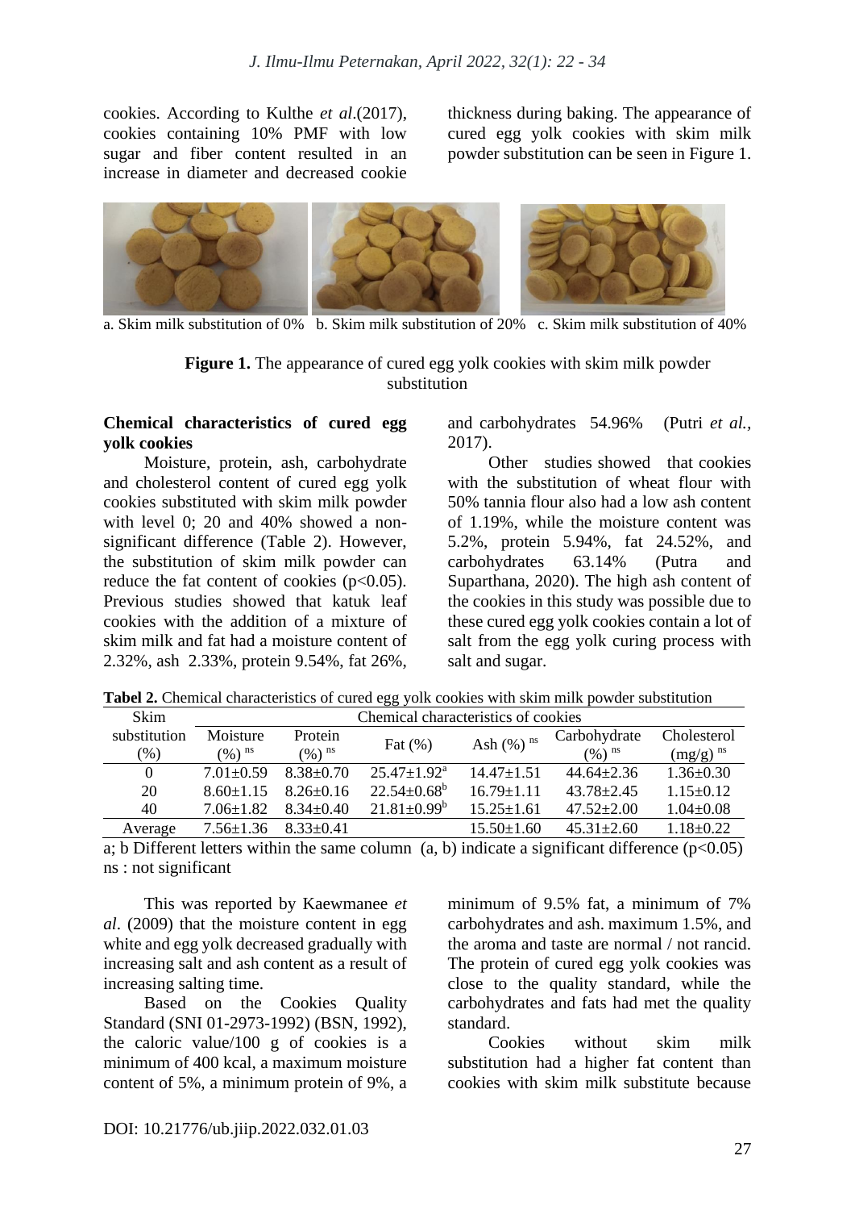cookies. According to Kulthe *et al*.(2017), cookies containing 10% PMF with low sugar and fiber content resulted in an increase in diameter and decreased cookie thickness during baking. The appearance of cured egg yolk cookies with skim milk powder substitution can be seen in Figure 1.

a. Skim milk substitution of 0% b. Skim milk substitution of 20% c. Skim milk substitution of 40%

**Figure 1.** The appearance of cured egg yolk cookies with skim milk powder substitution

**Chemical characteristics of cured egg yolk cookies**

Moisture, protein, ash, carbohydrate and cholesterol content of cured egg yolk cookies substituted with skim milk powder with level 0; 20 and 40% showed a non-significant difference (Table 2). However, the substitution of skim milk powder can reduce the fat content of cookies ($p<0.05$). Previous studies showed that katuk leaf cookies with the addition of a mixture of skim milk and fat had a moisture content of 2.32%, ash 2.33%, protein 9.54%, fat 26%, and carbohydrates 54.96% (Putri *et al.*, 2017).

Other studies showed that cookies with the substitution of wheat flour with 50% tannia flour also had a low ash content of 1.19%, while the moisture content was 5.2%, protein 5.94%, fat 24.52%, and carbohydrates 63.14% (Putra and Suparthana, 2020). The high ash content of the cookies in this study was possible due to these cured egg yolk cookies contain a lot of salt from the egg yolk curing process with salt and sugar.

**Tabel 2.** Chemical characteristics of cured egg yolk cookies with skim milk powder substitution

| Skim substitution (%) | Chemical characteristics of cookies | | | | | |
|---|---|---|---|---|---|---|
| | Moisture (%) ns | Protein (%) ns | Fat (%) | Ash (%) ns | Carbohydrate (%) ns | Cholesterol (mg/g) ns |
| 0 | 7.01±0.59 | 8.38±0.70 | 25.47±1.92$^a$ | 14.47±1.51 | 44.64±2.36 | 1.36±0.30 |
| 20 | 8.60±1.15 | 8.26±0.16 | 22.54±0.68$^b$ | 16.79±1.11 | 43.78±2.45 | 1.15±0.12 |
| 40 | 7.06±1.82 | 8.34±0.40 | 21.81±0.99$^b$ | 15.25±1.61 | 47.52±2.00 | 1.04±0.08 |
| Average | 7.56±1.36 | 8.33±0.41 | | 15.50±1.60 | 45.31±2.60 | 1.18±0.22 |

a; b Different letters within the same column (a, b) indicate a significant difference ($p<0.05$)
ns : not significant

This was reported by Kaewmanee *et al*. (2009) that the moisture content in egg white and egg yolk decreased gradually with increasing salt and ash content as a result of increasing salting time.

Based on the Cookies Quality Standard (SNI 01-2973-1992) (BSN, 1992), the caloric value/100 g of cookies is a minimum of 400 kcal, a maximum moisture content of 5%, a minimum protein of 9%, a minimum of 9.5% fat, a minimum of 7% carbohydrates and ash. maximum 1.5%, and the aroma and taste are normal / not rancid. The protein of cured egg yolk cookies was close to the quality standard, while the carbohydrates and fats had met the quality standard.

Cookies without skim milk substitution had a higher fat content than cookies with skim milk substitute because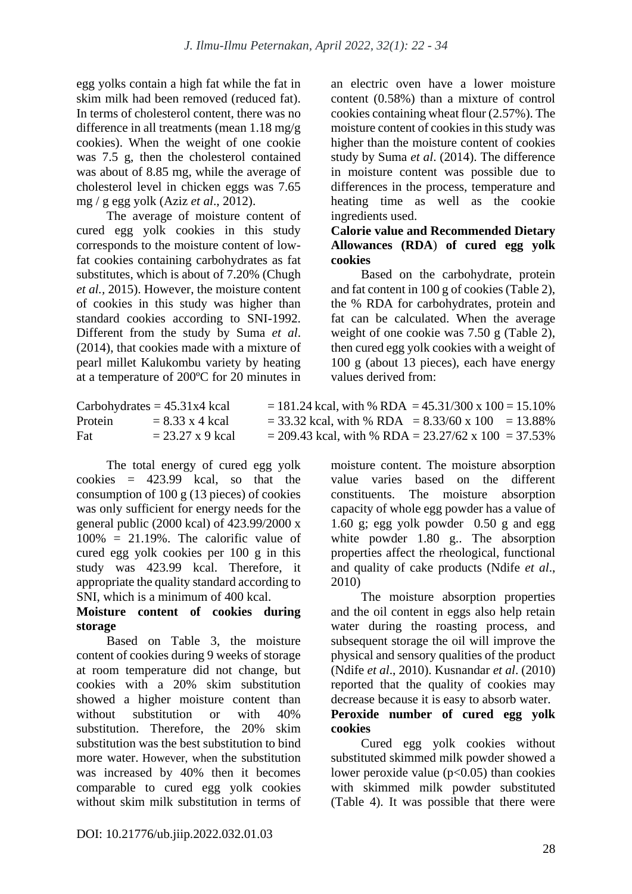egg yolks contain a high fat while the fat in skim milk had been removed (reduced fat). In terms of cholesterol content, there was no difference in all treatments (mean 1.18 mg/g cookies). When the weight of one cookie was 7.5 g, then the cholesterol contained was about of 8.85 mg, while the average of cholesterol level in chicken eggs was 7.65 mg / g egg yolk (Aziz *et al*., 2012).

The average of moisture content of cured egg yolk cookies in this study corresponds to the moisture content of low-fat cookies containing carbohydrates as fat substitutes, which is about of 7.20% (Chugh *et al.*, 2015). However, the moisture content of cookies in this study was higher than standard cookies according to SNI-1992. Different from the study by Suma *et al*. (2014), that cookies made with a mixture of pearl millet Kalukombu variety by heating at a temperature of 200ºC for 20 minutes in an electric oven have a lower moisture content (0.58%) than a mixture of control cookies containing wheat flour (2.57%). The moisture content of cookies in this study was higher than the moisture content of cookies study by Suma *et al*. (2014). The difference in moisture content was possible due to differences in the process, temperature and heating time as well as the cookie ingredients used.

**Calorie value and Recommended Dietary Allowances (RDA) of cured egg yolk cookies**

Based on the carbohydrate, protein and fat content in 100 g of cookies (Table 2), the % RDA for carbohydrates, protein and fat can be calculated. When the average weight of one cookie was 7.50 g (Table 2), then cured egg yolk cookies with a weight of 100 g (about 13 pieces), each have energy values derived from:

Carbohydrates = 45.31x4 kcal = 181.24 kcal, with % RDA = 45.31/300 x 100 = 15.10%
Protein = 8.33 x 4 kcal = 33.32 kcal, with % RDA = 8.33/60 x 100 = 13.88%
Fat = 23.27 x 9 kcal = 209.43 kcal, with % RDA = 23.27/62 x 100 = 37.53%

The total energy of cured egg yolk cookies = 423.99 kcal, so that the consumption of 100 g (13 pieces) of cookies was only sufficient for energy needs for the general public (2000 kcal) of 423.99/2000 x 100% = 21.19%. The calorific value of cured egg yolk cookies per 100 g in this study was 423.99 kcal. Therefore, it appropriate the quality standard according to SNI, which is a minimum of 400 kcal.

**Moisture content of cookies during storage**

Based on Table 3, the moisture content of cookies during 9 weeks of storage at room temperature did not change, but cookies with a 20% skim substitution showed a higher moisture content than without substitution or with 40% substitution. Therefore, the 20% skim substitution was the best substitution to bind more water. However, when the substitution was increased by 40% then it becomes comparable to cured egg yolk cookies without skim milk substitution in terms of moisture content. The moisture absorption value varies based on the different constituents. The moisture absorption capacity of whole egg powder has a value of 1.60 g; egg yolk powder 0.50 g and egg white powder 1.80 g.. The absorption properties affect the rheological, functional and quality of cake products (Ndife *et al*., 2010)

The moisture absorption properties and the oil content in eggs also help retain water during the roasting process, and subsequent storage the oil will improve the physical and sensory qualities of the product (Ndife *et al*., 2010). Kusnandar *et al*. (2010) reported that the quality of cookies may decrease because it is easy to absorb water.

**Peroxide number of cured egg yolk cookies**

Cured egg yolk cookies without substituted skimmed milk powder showed a lower peroxide value ($p<0.05$) than cookies with skimmed milk powder substituted (Table 4). It was possible that there were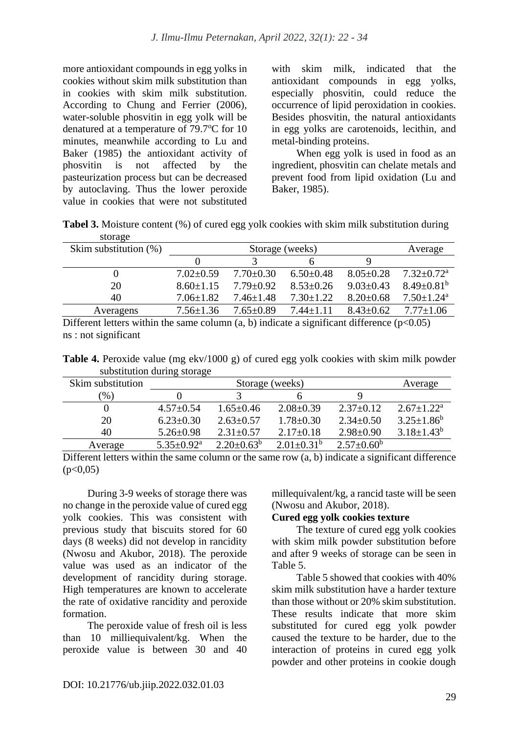more antioxidant compounds in egg yolks in cookies without skim milk substitution than in cookies with skim milk substitution. According to Chung and Ferrier (2006), water-soluble phosvitin in egg yolk will be denatured at a temperature of 79.7°C for 10 minutes, meanwhile according to Lu and Baker (1985) the antioxidant activity of phosvitin is not affected by the pasteurization process but can be decreased by autoclaving. Thus the lower peroxide value in cookies that were not substituted with skim milk, indicated that the antioxidant compounds in egg yolks, especially phosvitin, could reduce the occurrence of lipid peroxidation in cookies. Besides phosvitin, the natural antioxidants in egg yolks are carotenoids, lecithin, and metal-binding proteins.

When egg yolk is used in food as an ingredient, phosvitin can chelate metals and prevent food from lipid oxidation (Lu and Baker, 1985).

**Tabel 3.** Moisture content (%) of cured egg yolk cookies with skim milk substitution during storage

| Skim substitution (%) | Storage (weeks) | | | | Average |
|---|---|---|---|---|---|
| | 0 | 3 | 6 | 9 | |
| 0 | 7.02±0.59 | 7.70±0.30 | 6.50±0.48 | 8.05±0.28 | 7.32±0.72[a] |
| 20 | 8.60±1.15 | 7.79±0.92 | 8.53±0.26 | 9.03±0.43 | 8.49±0.81[b] |
| 40 | 7.06±1.82 | 7.46±1.48 | 7.30±1.22 | 8.20±0.68 | 7.50±1.24[a] |
| Averagens | 7.56±1.36 | 7.65±0.89 | 7.44±1.11 | 8.43±0.62 | 7.77±1.06 |

Different letters within the same column (a, b) indicate a significant difference ($p<0.05$)
ns : not significant

**Table 4.** Peroxide value (mg ekv/1000 g) of cured egg yolk cookies with skim milk powder substitution during storage

| Skim substitution (%) | Storage (weeks) | | | | Average |
|---|---|---|---|---|---|
| | 0 | 3 | 6 | 9 | |
| 0 | 4.57±0.54 | 1.65±0.46 | 2.08±0.39 | 2.37±0.12 | 2.67±1.22[a] |
| 20 | 6.23±0.30 | 2.63±0.57 | 1.78±0.30 | 2.34±0.50 | 3.25±1.86[b] |
| 40 | 5.26±0.98 | 2.31±0.57 | 2.17±0.18 | 2.98±0.90 | 3.18±1.43[b] |
| Average | 5.35±0.92[a] | 2.20±0.63[b] | 2.01±0.31[b] | 2.57±0.60[b] | |

Different letters within the same column or the same row (a, b) indicate a significant difference ($p<0,05$)

During 3-9 weeks of storage there was no change in the peroxide value of cured egg yolk cookies. This was consistent with previous study that biscuits stored for 60 days (8 weeks) did not develop in rancidity (Nwosu and Akubor, 2018). The peroxide value was used as an indicator of the development of rancidity during storage. High temperatures are known to accelerate the rate of oxidative rancidity and peroxide formation.

The peroxide value of fresh oil is less than 10 milliequivalent/kg. When the peroxide value is between 30 and 40 millequivalent/kg, a rancid taste will be seen (Nwosu and Akubor, 2018).

**Cured egg yolk cookies texture**

The texture of cured egg yolk cookies with skim milk powder substitution before and after 9 weeks of storage can be seen in Table 5.

Table 5 showed that cookies with 40% skim milk substitution have a harder texture than those without or 20% skim substitution. These results indicate that more skim substituted for cured egg yolk powder caused the texture to be harder, due to the interaction of proteins in cured egg yolk powder and other proteins in cookie dough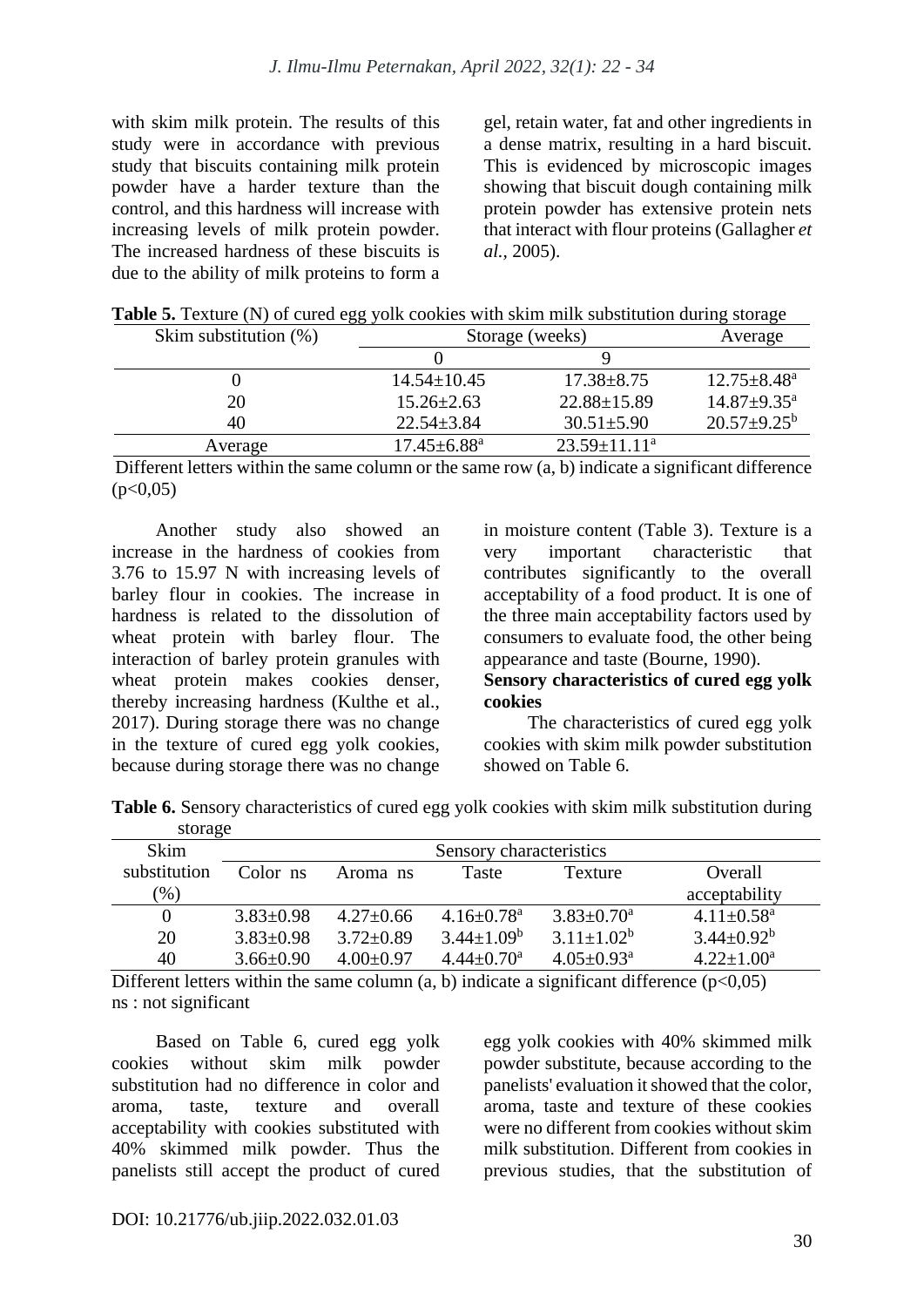with skim milk protein. The results of this study were in accordance with previous study that biscuits containing milk protein powder have a harder texture than the control, and this hardness will increase with increasing levels of milk protein powder. The increased hardness of these biscuits is due to the ability of milk proteins to form a gel, retain water, fat and other ingredients in a dense matrix, resulting in a hard biscuit. This is evidenced by microscopic images showing that biscuit dough containing milk protein powder has extensive protein nets that interact with flour proteins (Gallagher *et al.,* 2005).

**Table 5.** Texture (N) of cured egg yolk cookies with skim milk substitution during storage

| Skim substitution (%) | Storage (weeks) | | Average |
|---|---|---|---|
| | 0 | 9 | |
| 0 | 14.54±10.45 | 17.38±8.75 | 12.75±8.48[a] |
| 20 | 15.26±2.63 | 22.88±15.89 | 14.87±9.35[a] |
| 40 | 22.54±3.84 | 30.51±5.90 | 20.57±9.25[b] |
| Average | 17.45±6.88[a] | 23.59±11.11[a] | |

Different letters within the same column or the same row (a, b) indicate a significant difference (p<0,05)

Another study also showed an increase in the hardness of cookies from 3.76 to 15.97 N with increasing levels of barley flour in cookies. The increase in hardness is related to the dissolution of wheat protein with barley flour. The interaction of barley protein granules with wheat protein makes cookies denser, thereby increasing hardness (Kulthe et al., 2017). During storage there was no change in the texture of cured egg yolk cookies, because during storage there was no change in moisture content (Table 3). Texture is a very important characteristic that contributes significantly to the overall acceptability of a food product. It is one of the three main acceptability factors used by consumers to evaluate food, the other being appearance and taste (Bourne, 1990).

**Sensory characteristics of cured egg yolk cookies**

The characteristics of cured egg yolk cookies with skim milk powder substitution showed on Table 6.

**Table 6.** Sensory characteristics of cured egg yolk cookies with skim milk substitution during storage

| Skim substitution (%) | Sensory characteristics | | | | |
|---|---|---|---|---|---|
| | Color ns | Aroma ns | Taste | Texture | Overall acceptability |
| 0 | 3.83±0.98 | 4.27±0.66 | 4.16±0.78[a] | 3.83±0.70[a] | 4.11±0.58[a] |
| 20 | 3.83±0.98 | 3.72±0.89 | 3.44±1.09[b] | 3.11±1.02[b] | 3.44±0.92[b] |
| 40 | 3.66±0.90 | 4.00±0.97 | 4.44±0.70[a] | 4.05±0.93[a] | 4.22±1.00[a] |

Different letters within the same column (a, b) indicate a significant difference (p<0,05)
ns : not significant

Based on Table 6, cured egg yolk cookies without skim milk powder substitution had no difference in color and aroma, taste, texture and overall acceptability with cookies substituted with 40% skimmed milk powder. Thus the panelists still accept the product of cured egg yolk cookies with 40% skimmed milk powder substitute, because according to the panelists' evaluation it showed that the color, aroma, taste and texture of these cookies were no different from cookies without skim milk substitution. Different from cookies in previous studies, that the substitution of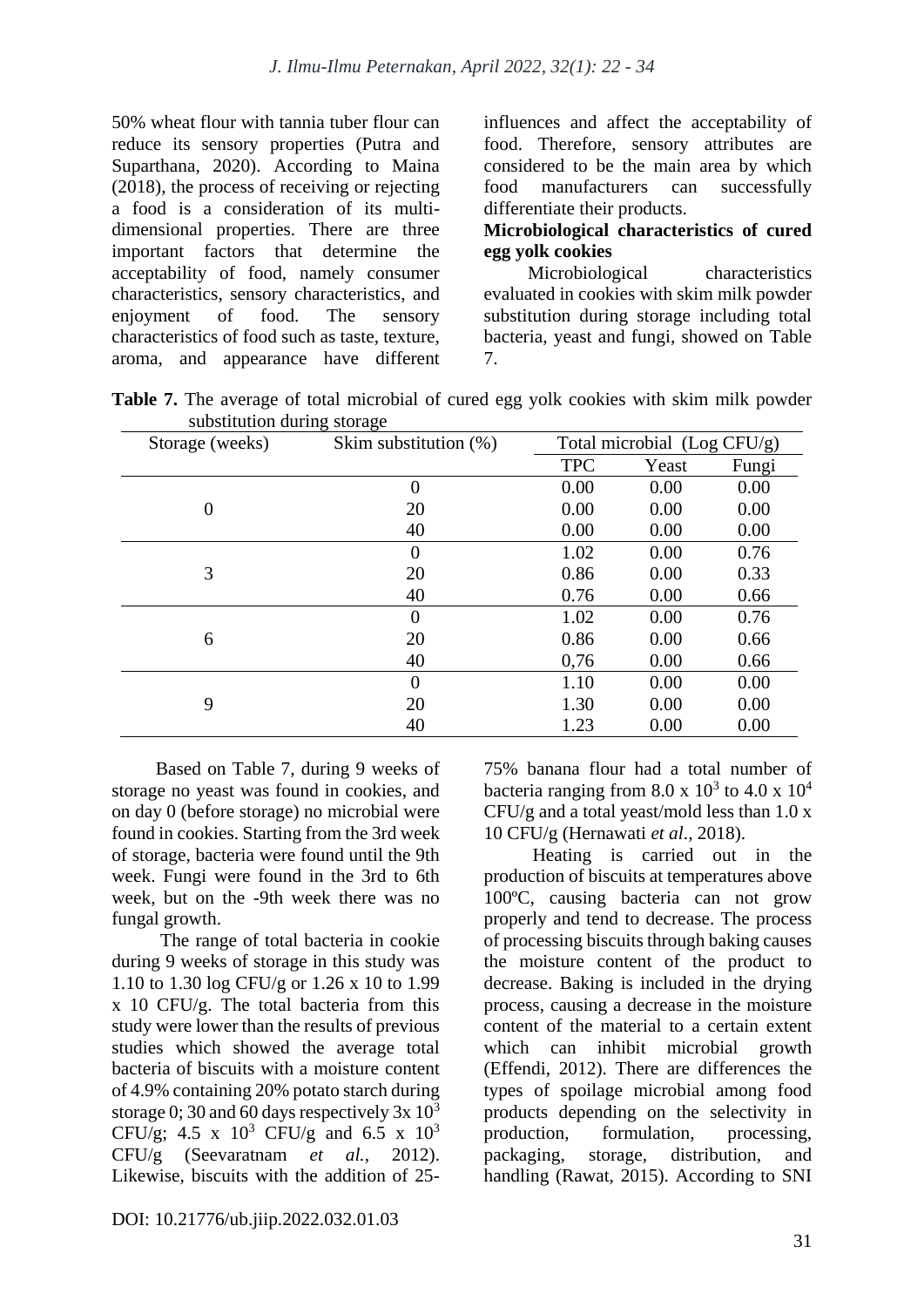50% wheat flour with tannia tuber flour can reduce its sensory properties (Putra and Suparthana, 2020). According to Maina (2018), the process of receiving or rejecting a food is a consideration of its multi-dimensional properties. There are three important factors that determine the acceptability of food, namely consumer characteristics, sensory characteristics, and enjoyment of food. The sensory characteristics of food such as taste, texture, aroma, and appearance have different influences and affect the acceptability of food. Therefore, sensory attributes are considered to be the main area by which food manufacturers can successfully differentiate their products.

**Microbiological characteristics of cured egg yolk cookies**

Microbiological characteristics evaluated in cookies with skim milk powder substitution during storage including total bacteria, yeast and fungi, showed on Table 7.

**Table 7.** The average of total microbial of cured egg yolk cookies with skim milk powder substitution during storage

| Storage (weeks) | Skim substitution (%) | Total microbial (Log CFU/g) | | |
|---|---|---|---|---|
| | | TPC | Yeast | Fungi |
| 0 | 0 | 0.00 | 0.00 | 0.00 |
| | 20 | 0.00 | 0.00 | 0.00 |
| | 40 | 0.00 | 0.00 | 0.00 |
| 3 | 0 | 1.02 | 0.00 | 0.76 |
| | 20 | 0.86 | 0.00 | 0.33 |
| | 40 | 0.76 | 0.00 | 0.66 |
| 6 | 0 | 1.02 | 0.00 | 0.76 |
| | 20 | 0.86 | 0.00 | 0.66 |
| | 40 | 0,76 | 0.00 | 0.66 |
| 9 | 0 | 1.10 | 0.00 | 0.00 |
| | 20 | 1.30 | 0.00 | 0.00 |
| | 40 | 1.23 | 0.00 | 0.00 |

Based on Table 7, during 9 weeks of storage no yeast was found in cookies, and on day 0 (before storage) no microbial were found in cookies. Starting from the 3rd week of storage, bacteria were found until the 9th week. Fungi were found in the 3rd to 6th week, but on the -9th week there was no fungal growth.

The range of total bacteria in cookie during 9 weeks of storage in this study was 1.10 to 1.30 log CFU/g or 1.26 x 10 to 1.99 x 10 CFU/g. The total bacteria from this study were lower than the results of previous studies which showed the average total bacteria of biscuits with a moisture content of 4.9% containing 20% potato starch during storage 0; 30 and 60 days respectively 3x $10^3$ CFU/g; 4.5 x $10^3$ CFU/g and 6.5 x $10^3$ CFU/g (Seevaratnam *et al.,* 2012). Likewise, biscuits with the addition of 25-75% banana flour had a total number of bacteria ranging from 8.0 x $10^3$ to 4.0 x $10^4$ CFU/g and a total yeast/mold less than 1.0 x 10 CFU/g (Hernawati *et al*., 2018).

Heating is carried out in the production of biscuits at temperatures above 100ºC, causing bacteria can not grow properly and tend to decrease. The process of processing biscuits through baking causes the moisture content of the product to decrease. Baking is included in the drying process, causing a decrease in the moisture content of the material to a certain extent which can inhibit microbial growth (Effendi, 2012). There are differences the types of spoilage microbial among food products depending on the selectivity in production, formulation, processing, packaging, storage, distribution, and handling (Rawat, 2015). According to SNI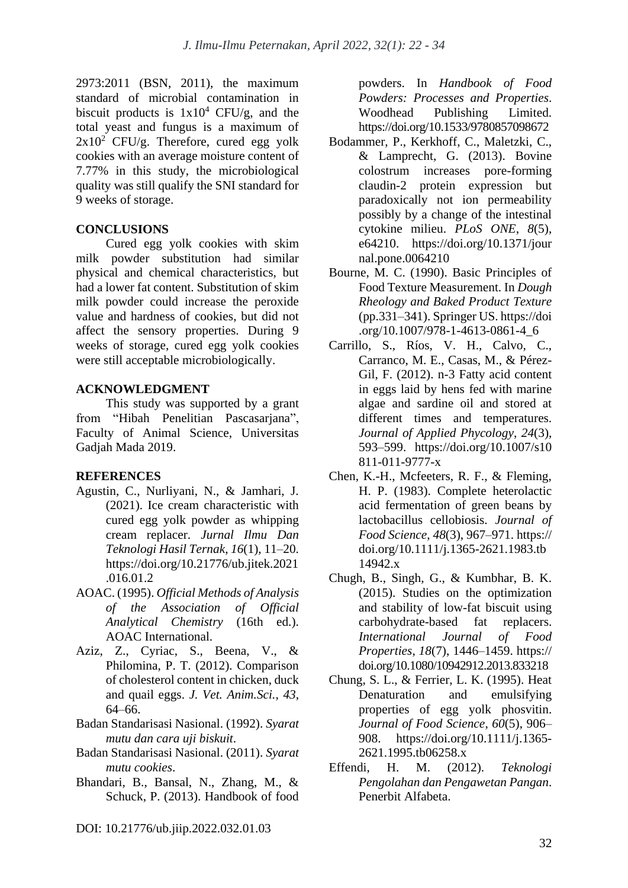2973:2011 (BSN, 2011), the maximum standard of microbial contamination in biscuit products is $1x10^4$ CFU/g, and the total yeast and fungus is a maximum of $2x10^2$ CFU/g. Therefore, cured egg yolk cookies with an average moisture content of 7.77% in this study, the microbiological quality was still qualify the SNI standard for 9 weeks of storage.

## CONCLUSIONS

Cured egg yolk cookies with skim milk powder substitution had similar physical and chemical characteristics, but had a lower fat content. Substitution of skim milk powder could increase the peroxide value and hardness of cookies, but did not affect the sensory properties. During 9 weeks of storage, cured egg yolk cookies were still acceptable microbiologically.

## ACKNOWLEDGMENT

This study was supported by a grant from "Hibah Penelitian Pascasarjana", Faculty of Animal Science, Universitas Gadjah Mada 2019.

## REFERENCES

Agustin, C., Nurliyani, N., & Jamhari, J. (2021). Ice cream characteristic with cured egg yolk powder as whipping cream replacer. *Jurnal Ilmu Dan Teknologi Hasil Ternak*, *16*(1), 11–20. https://doi.org/10.21776/ub.jitek.2021.016.01.2

AOAC. (1995). *Official Methods of Analysis of the Association of Official Analytical Chemistry* (16th ed.). AOAC International.

Aziz, Z., Cyriac, S., Beena, V., & Philomina, P. T. (2012). Comparison of cholesterol content in chicken, duck and quail eggs. *J. Vet. Anim.Sci.*, *43*, 64–66.

Badan Standarisasi Nasional. (1992). *Syarat mutu dan cara uji biskuit*.

Badan Standarisasi Nasional. (2011). *Syarat mutu cookies*.

Bhandari, B., Bansal, N., Zhang, M., & Schuck, P. (2013). Handbook of food powders. In *Handbook of Food Powders: Processes and Properties*. Woodhead Publishing Limited. https://doi.org/10.1533/9780857098672

Bodammer, P., Kerkhoff, C., Maletzki, C., & Lamprecht, G. (2013). Bovine colostrum increases pore-forming claudin-2 protein expression but paradoxically not ion permeability possibly by a change of the intestinal cytokine milieu. *PLoS ONE*, *8*(5), e64210. https://doi.org/10.1371/journal.pone.0064210

Bourne, M. C. (1990). Basic Principles of Food Texture Measurement. In *Dough Rheology and Baked Product Texture* (pp.331–341). Springer US. https://doi.org/10.1007/978-1-4613-0861-4_6

Carrillo, S., Ríos, V. H., Calvo, C., Carranco, M. E., Casas, M., & Pérez-Gil, F. (2012). n-3 Fatty acid content in eggs laid by hens fed with marine algae and sardine oil and stored at different times and temperatures. *Journal of Applied Phycology*, *24*(3), 593–599. https://doi.org/10.1007/s10811-011-9777-x

Chen, K.-H., Mcfeeters, R. F., & Fleming, H. P. (1983). Complete heterolactic acid fermentation of green beans by lactobacillus cellobiosis. *Journal of Food Science*, *48*(3), 967–971. https://doi.org/10.1111/j.1365-2621.1983.tb14942.x

Chugh, B., Singh, G., & Kumbhar, B. K. (2015). Studies on the optimization and stability of low-fat biscuit using carbohydrate-based fat replacers. *International Journal of Food Properties*, *18*(7), 1446–1459. https://doi.org/10.1080/10942912.2013.833218

Chung, S. L., & Ferrier, L. K. (1995). Heat Denaturation and emulsifying properties of egg yolk phosvitin. *Journal of Food Science*, *60*(5), 906–908. https://doi.org/10.1111/j.1365-2621.1995.tb06258.x

Effendi, H. M. (2012). *Teknologi Pengolahan dan Pengawetan Pangan*. Penerbit Alfabeta.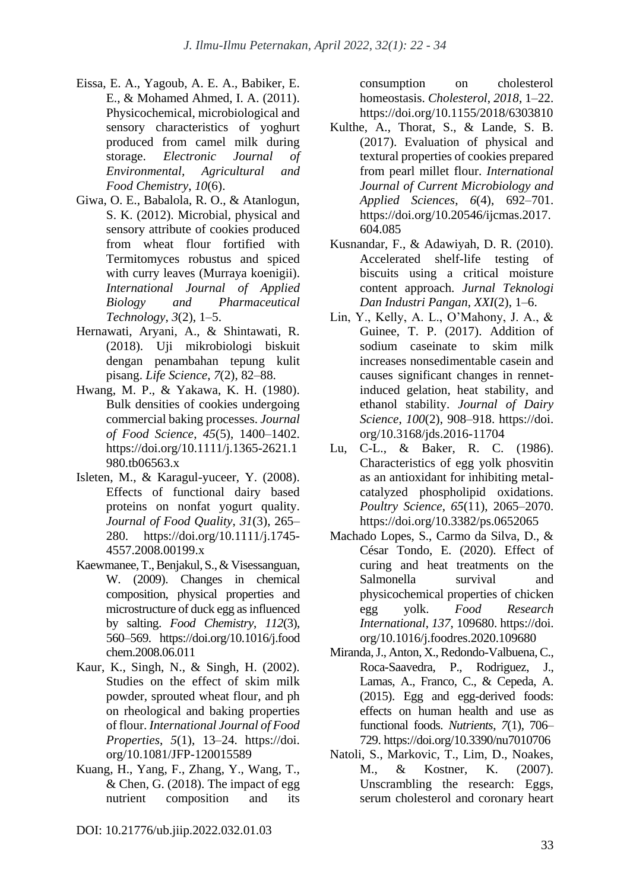Eissa, E. A., Yagoub, A. E. A., Babiker, E. E., & Mohamed Ahmed, I. A. (2011). Physicochemical, microbiological and sensory characteristics of yoghurt produced from camel milk during storage. *Electronic Journal of Environmental, Agricultural and Food Chemistry*, *10*(6).

Giwa, O. E., Babalola, R. O., & Atanlogun, S. K. (2012). Microbial, physical and sensory attribute of cookies produced from wheat flour fortified with Termitomyces robustus and spiced with curry leaves (Murraya koenigii). *International Journal of Applied Biology and Pharmaceutical Technology*, *3*(2), 1–5.

Hernawati, Aryani, A., & Shintawati, R. (2018). Uji mikrobiologi biskuit dengan penambahan tepung kulit pisang. *Life Science*, *7*(2), 82–88.

Hwang, M. P., & Yakawa, K. H. (1980). Bulk densities of cookies undergoing commercial baking processes. *Journal of Food Science*, *45*(5), 1400–1402. https://doi.org/10.1111/j.1365-2621.1980.tb06563.x

Isleten, M., & Karagul-yuceer, Y. (2008). Effects of functional dairy based proteins on nonfat yogurt quality. *Journal of Food Quality*, *31*(3), 265–280. https://doi.org/10.1111/j.1745-4557.2008.00199.x

Kaewmanee, T., Benjakul, S., & Visessanguan, W. (2009). Changes in chemical composition, physical properties and microstructure of duck egg as influenced by salting. *Food Chemistry*, *112*(3), 560–569. https://doi.org/10.1016/j.foodchem.2008.06.011

Kaur, K., Singh, N., & Singh, H. (2002). Studies on the effect of skim milk powder, sprouted wheat flour, and ph on rheological and baking properties of flour. *International Journal of Food Properties*, *5*(1), 13–24. https://doi.org/10.1081/JFP-120015589

Kuang, H., Yang, F., Zhang, Y., Wang, T., & Chen, G. (2018). The impact of egg nutrient composition and its consumption on cholesterol homeostasis. *Cholesterol*, *2018*, 1–22. https://doi.org/10.1155/2018/6303810

Kulthe, A., Thorat, S., & Lande, S. B. (2017). Evaluation of physical and textural properties of cookies prepared from pearl millet flour. *International Journal of Current Microbiology and Applied Sciences*, *6*(4), 692–701. https://doi.org/10.20546/ijcmas.2017.604.085

Kusnandar, F., & Adawiyah, D. R. (2010). Accelerated shelf-life testing of biscuits using a critical moisture content approach. *Jurnal Teknologi Dan Industri Pangan*, *XXI*(2), 1–6.

Lin, Y., Kelly, A. L., O'Mahony, J. A., & Guinee, T. P. (2017). Addition of sodium caseinate to skim milk increases nonsedimentable casein and causes significant changes in rennet-induced gelation, heat stability, and ethanol stability. *Journal of Dairy Science*, *100*(2), 908–918. https://doi.org/10.3168/jds.2016-11704

Lu, C-L., & Baker, R. C. (1986). Characteristics of egg yolk phosvitin as an antioxidant for inhibiting metal-catalyzed phospholipid oxidations. *Poultry Science*, *65*(11), 2065–2070. https://doi.org/10.3382/ps.0652065

Machado Lopes, S., Carmo da Silva, D., & César Tondo, E. (2020). Effect of curing and heat treatments on the Salmonella survival and physicochemical properties of chicken egg yolk. *Food Research International*, *137*, 109680. https://doi.org/10.1016/j.foodres.2020.109680

Miranda, J., Anton, X., Redondo-Valbuena, C., Roca-Saavedra, P., Rodriguez, J., Lamas, A., Franco, C., & Cepeda, A. (2015). Egg and egg-derived foods: effects on human health and use as functional foods. *Nutrients*, *7*(1), 706–729. https://doi.org/10.3390/nu7010706

Natoli, S., Markovic, T., Lim, D., Noakes, M., & Kostner, K. (2007). Unscrambling the research: Eggs, serum cholesterol and coronary heart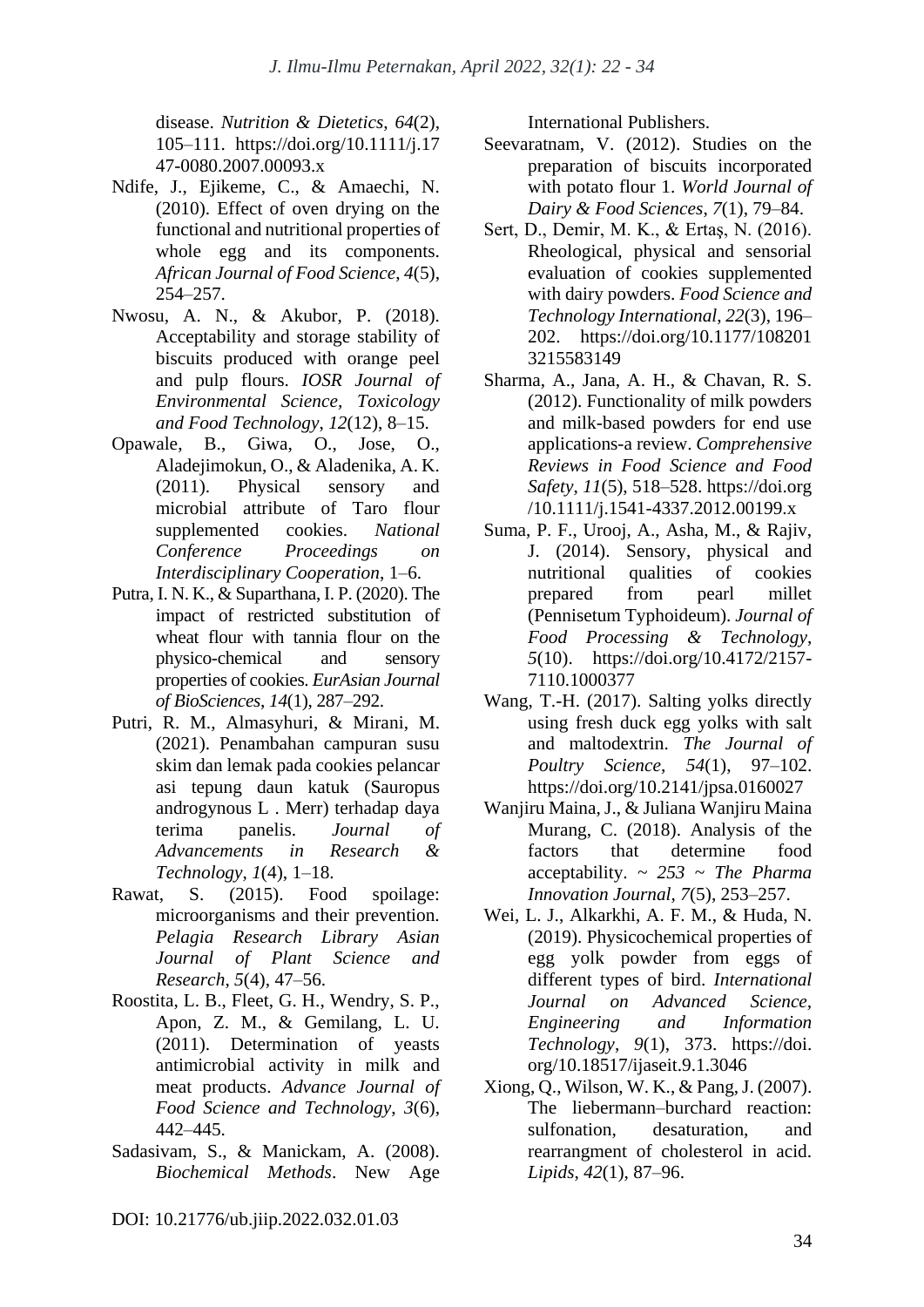disease. *Nutrition & Dietetics*, *64*(2), 105–111. https://doi.org/10.1111/j.1747-0080.2007.00093.x

Ndife, J., Ejikeme, C., & Amaechi, N. (2010). Effect of oven drying on the functional and nutritional properties of whole egg and its components. *African Journal of Food Science*, *4*(5), 254–257.

Nwosu, A. N., & Akubor, P. (2018). Acceptability and storage stability of biscuits produced with orange peel and pulp flours. *IOSR Journal of Environmental Science, Toxicology and Food Technology*, *12*(12), 8–15.

Opawale, B., Giwa, O., Jose, O., Aladejimokun, O., & Aladenika, A. K. (2011). Physical sensory and microbial attribute of Taro flour supplemented cookies. *National Conference Proceedings on Interdisciplinary Cooperation*, 1–6.

Putra, I. N. K., & Suparthana, I. P. (2020). The impact of restricted substitution of wheat flour with tannia flour on the physico-chemical and sensory properties of cookies. *EurAsian Journal of BioSciences*, *14*(1), 287–292.

Putri, R. M., Almasyhuri, & Mirani, M. (2021). Penambahan campuran susu skim dan lemak pada cookies pelancar asi tepung daun katuk (Sauropus androgynous L . Merr) terhadap daya terima panelis. *Journal of Advancements in Research & Technology*, *1*(4), 1–18.

Rawat, S. (2015). Food spoilage: microorganisms and their prevention. *Pelagia Research Library Asian Journal of Plant Science and Research*, *5*(4), 47–56.

Roostita, L. B., Fleet, G. H., Wendry, S. P., Apon, Z. M., & Gemilang, L. U. (2011). Determination of yeasts antimicrobial activity in milk and meat products. *Advance Journal of Food Science and Technology*, *3*(6), 442–445.

Sadasivam, S., & Manickam, A. (2008). *Biochemical Methods*. New Age International Publishers.

Seevaratnam, V. (2012). Studies on the preparation of biscuits incorporated with potato flour 1. *World Journal of Dairy & Food Sciences*, *7*(1), 79–84.

Sert, D., Demir, M. K., & Ertaş, N. (2016). Rheological, physical and sensorial evaluation of cookies supplemented with dairy powders. *Food Science and Technology International*, *22*(3), 196–202. https://doi.org/10.1177/1082013215583149

Sharma, A., Jana, A. H., & Chavan, R. S. (2012). Functionality of milk powders and milk-based powders for end use applications-a review. *Comprehensive Reviews in Food Science and Food Safety*, *11*(5), 518–528. https://doi.org/10.1111/j.1541-4337.2012.00199.x

Suma, P. F., Urooj, A., Asha, M., & Rajiv, J. (2014). Sensory, physical and nutritional qualities of cookies prepared from pearl millet (Pennisetum Typhoideum). *Journal of Food Processing & Technology*, *5*(10). https://doi.org/10.4172/2157-7110.1000377

Wang, T.-H. (2017). Salting yolks directly using fresh duck egg yolks with salt and maltodextrin. *The Journal of Poultry Science*, *54*(1), 97–102. https://doi.org/10.2141/jpsa.0160027

Wanjiru Maina, J., & Juliana Wanjiru Maina Murang, C. (2018). Analysis of the factors that determine food acceptability. *~ 253 ~ The Pharma Innovation Journal*, *7*(5), 253–257.

Wei, L. J., Alkarkhi, A. F. M., & Huda, N. (2019). Physicochemical properties of egg yolk powder from eggs of different types of bird. *International Journal on Advanced Science, Engineering and Information Technology*, *9*(1), 373. https://doi.org/10.18517/ijaseit.9.1.3046

Xiong, Q., Wilson, W. K., & Pang, J. (2007). The liebermann–burchard reaction: sulfonation, desaturation, and rearrangment of cholesterol in acid. *Lipids*, *42*(1), 87–96.